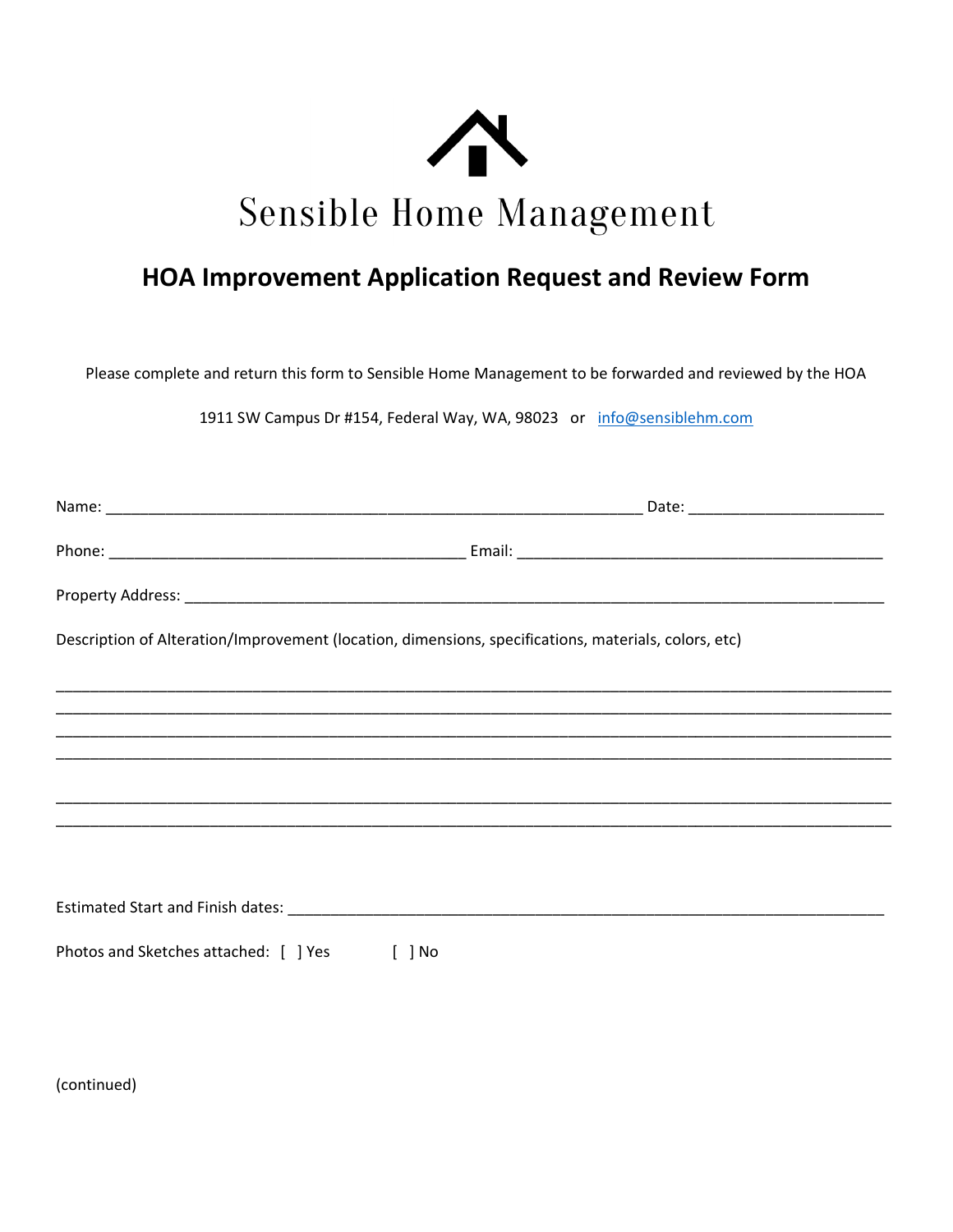# Sensible Home Management

## HOA Improvement Application Request and Review Form

Please complete and return this form to Sensible Home Management to be forwarded and reviewed by the HOA

1911 SW Campus Dr #154, Federal Way, WA, 98023 or info@sensiblehm.com

Name: ____________________________________________________________ Date: ______________________

Phone: ________________________________________ Email: _________________________________________

Property Address: ____________________________________________________________________________

Description of Alteration/Improvement (location, dimensions, specifications, materials, colors, etc)

_____________________________________________________________________________________________
_____________________________________________________________________________________________
_____________________________________________________________________________________________
_____________________________________________________________________________________________

_____________________________________________________________________________________________
_____________________________________________________________________________________________

Estimated Start and Finish dates: _______________________________________________________________

Photos and Sketches attached: [ ] Yes [ ] No

(continued)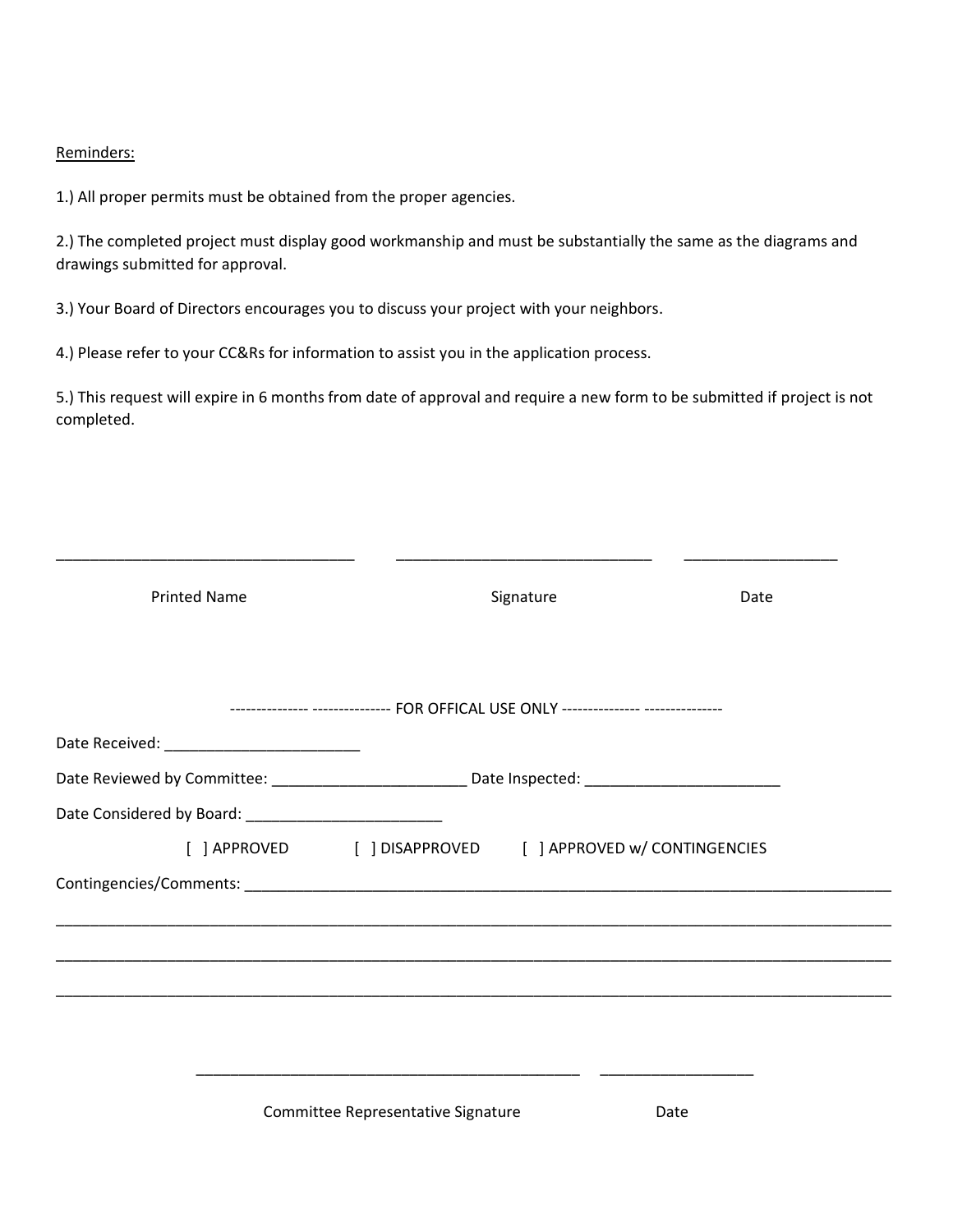Reminders:

1.) All proper permits must be obtained from the proper agencies.

2.) The completed project must display good workmanship and must be substantially the same as the diagrams and drawings submitted for approval.

3.) Your Board of Directors encourages you to discuss your project with your neighbors.

4.) Please refer to your CC&Rs for information to assist you in the application process.

5.) This request will expire in 6 months from date of approval and require a new form to be submitted if project is not completed.

_____________________________________ _______________________________ ___________________

Printed Name Signature Date

--------------- --------------- FOR OFFICAL USE ONLY --------------- ---------------

Date Received: ________________________

Date Reviewed by Committee: ________________________ Date Inspected: ________________________

Date Considered by Board: ________________________

[ ] APPROVED [ ] DISAPPROVED [ ] APPROVED w/ CONTINGENCIES

Contingencies/Comments: ___________________________________________________________________________________

_____________________________________________________________________________________________________

_____________________________________________________________________________________________________

_____________________________________________________________________________________________________

_______________________________________________ ___________________

Committee Representative Signature Date